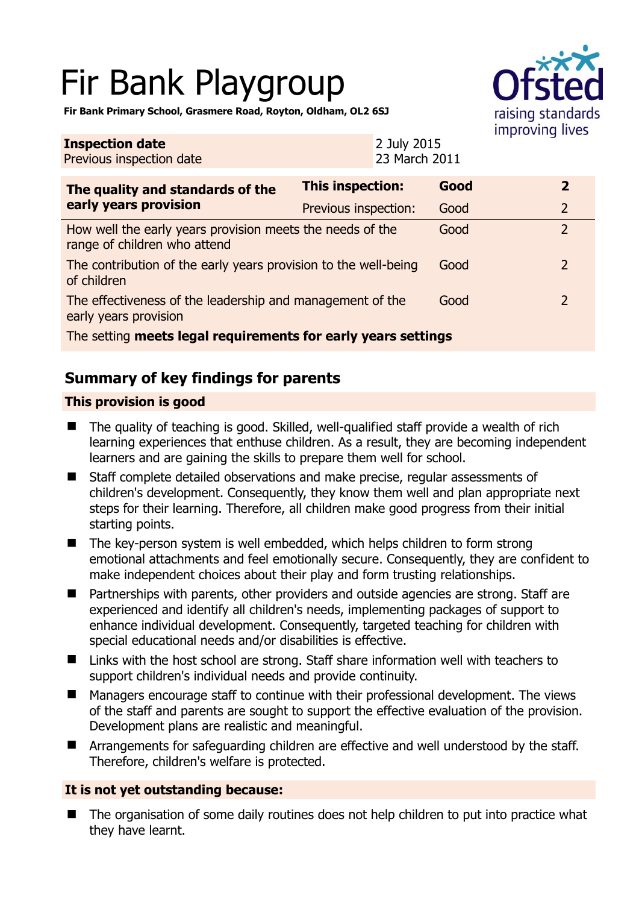# Fir Bank Playgroup

**Fir Bank Primary School, Grasmere Road, Royton, Oldham, OL2 6SJ**

| **Inspection date** | 2 July 2015 |
|---|---|
| Previous inspection date | 23 March 2011 |

| **The quality and standards of the early years provision** | **This inspection:** | **Good** | **2** |
|---|---|---|---|
| | Previous inspection: | Good | 2 |
| How well the early years provision meets the needs of the range of children who attend | | Good | 2 |
| The contribution of the early years provision to the well-being of children | | Good | 2 |
| The effectiveness of the leadership and management of the early years provision | | Good | 2 |
| The setting **meets legal requirements for early years settings** | | | |

## Summary of key findings for parents

### This provision is good

- The quality of teaching is good. Skilled, well-qualified staff provide a wealth of rich learning experiences that enthuse children. As a result, they are becoming independent learners and are gaining the skills to prepare them well for school.
- Staff complete detailed observations and make precise, regular assessments of children's development. Consequently, they know them well and plan appropriate next steps for their learning. Therefore, all children make good progress from their initial starting points.
- The key-person system is well embedded, which helps children to form strong emotional attachments and feel emotionally secure. Consequently, they are confident to make independent choices about their play and form trusting relationships.
- Partnerships with parents, other providers and outside agencies are strong. Staff are experienced and identify all children's needs, implementing packages of support to enhance individual development. Consequently, targeted teaching for children with special educational needs and/or disabilities is effective.
- Links with the host school are strong. Staff share information well with teachers to support children's individual needs and provide continuity.
- Managers encourage staff to continue with their professional development. The views of the staff and parents are sought to support the effective evaluation of the provision. Development plans are realistic and meaningful.
- Arrangements for safeguarding children are effective and well understood by the staff. Therefore, children's welfare is protected.

### It is not yet outstanding because:

- The organisation of some daily routines does not help children to put into practice what they have learnt.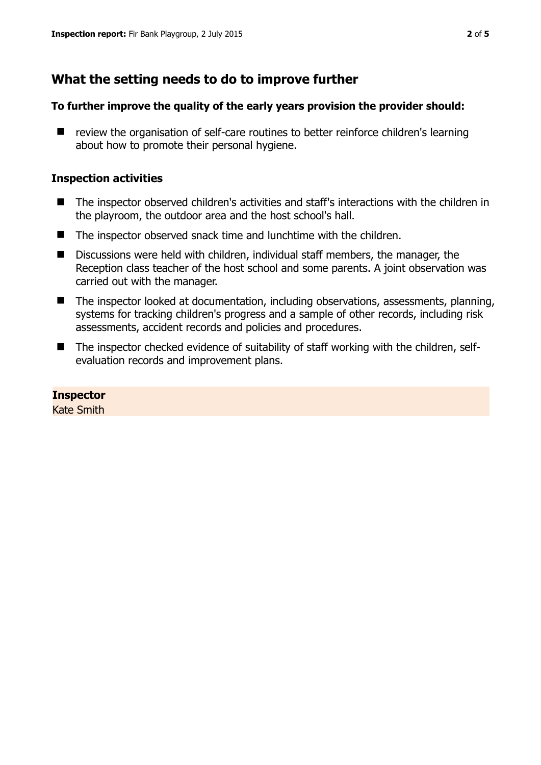## What the setting needs to do to improve further

**To further improve the quality of the early years provision the provider should:**

- review the organisation of self-care routines to better reinforce children's learning about how to promote their personal hygiene.

### Inspection activities

- The inspector observed children's activities and staff's interactions with the children in the playroom, the outdoor area and the host school's hall.
- The inspector observed snack time and lunchtime with the children.
- Discussions were held with children, individual staff members, the manager, the Reception class teacher of the host school and some parents. A joint observation was carried out with the manager.
- The inspector looked at documentation, including observations, assessments, planning, systems for tracking children's progress and a sample of other records, including risk assessments, accident records and policies and procedures.
- The inspector checked evidence of suitability of staff working with the children, self-evaluation records and improvement plans.

**Inspector**
Kate Smith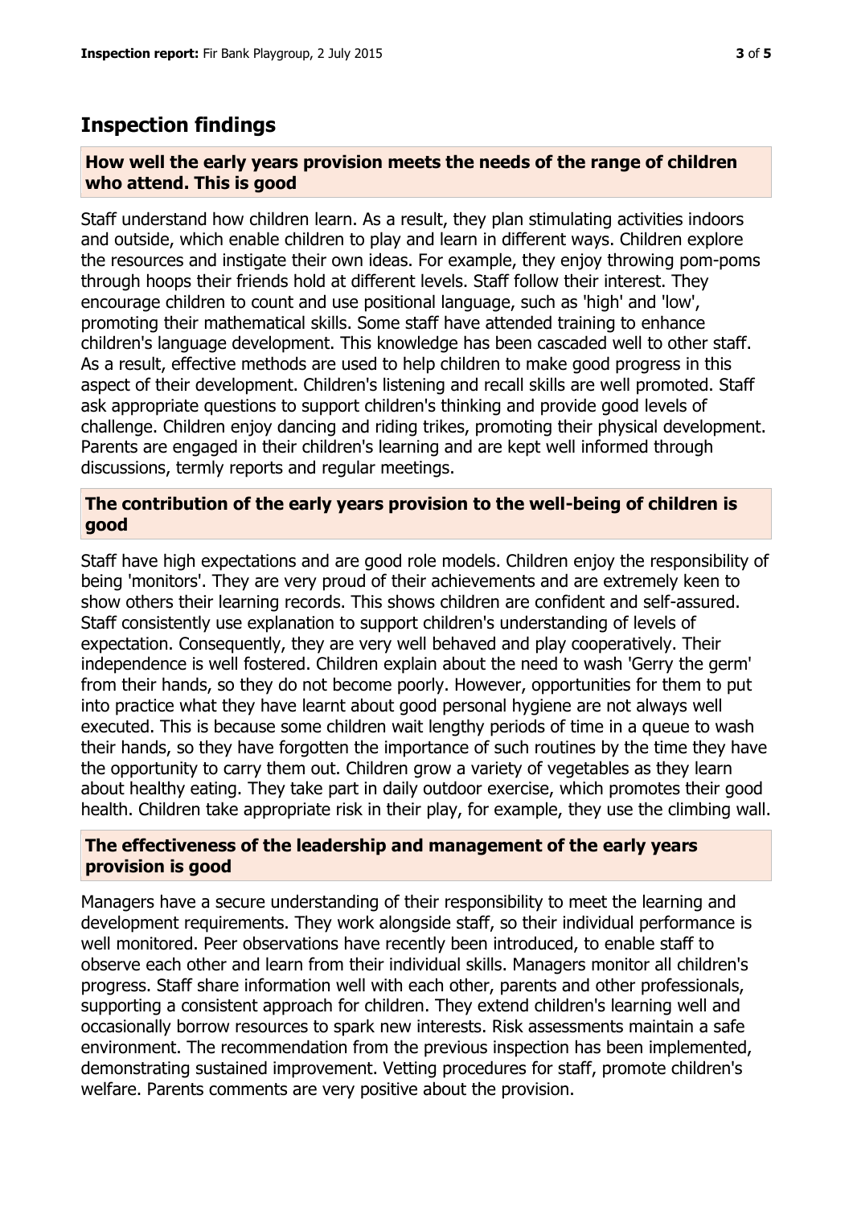## Inspection findings

### How well the early years provision meets the needs of the range of children who attend. This is good

Staff understand how children learn. As a result, they plan stimulating activities indoors and outside, which enable children to play and learn in different ways. Children explore the resources and instigate their own ideas. For example, they enjoy throwing pom-poms through hoops their friends hold at different levels. Staff follow their interest. They encourage children to count and use positional language, such as 'high' and 'low', promoting their mathematical skills. Some staff have attended training to enhance children's language development. This knowledge has been cascaded well to other staff. As a result, effective methods are used to help children to make good progress in this aspect of their development. Children's listening and recall skills are well promoted. Staff ask appropriate questions to support children's thinking and provide good levels of challenge. Children enjoy dancing and riding trikes, promoting their physical development. Parents are engaged in their children's learning and are kept well informed through discussions, termly reports and regular meetings.

### The contribution of the early years provision to the well-being of children is good

Staff have high expectations and are good role models. Children enjoy the responsibility of being 'monitors'. They are very proud of their achievements and are extremely keen to show others their learning records. This shows children are confident and self-assured. Staff consistently use explanation to support children's understanding of levels of expectation. Consequently, they are very well behaved and play cooperatively. Their independence is well fostered. Children explain about the need to wash 'Gerry the germ' from their hands, so they do not become poorly. However, opportunities for them to put into practice what they have learnt about good personal hygiene are not always well executed. This is because some children wait lengthy periods of time in a queue to wash their hands, so they have forgotten the importance of such routines by the time they have the opportunity to carry them out. Children grow a variety of vegetables as they learn about healthy eating. They take part in daily outdoor exercise, which promotes their good health. Children take appropriate risk in their play, for example, they use the climbing wall.

### The effectiveness of the leadership and management of the early years provision is good

Managers have a secure understanding of their responsibility to meet the learning and development requirements. They work alongside staff, so their individual performance is well monitored. Peer observations have recently been introduced, to enable staff to observe each other and learn from their individual skills. Managers monitor all children's progress. Staff share information well with each other, parents and other professionals, supporting a consistent approach for children. They extend children's learning well and occasionally borrow resources to spark new interests. Risk assessments maintain a safe environment. The recommendation from the previous inspection has been implemented, demonstrating sustained improvement. Vetting procedures for staff, promote children's welfare. Parents comments are very positive about the provision.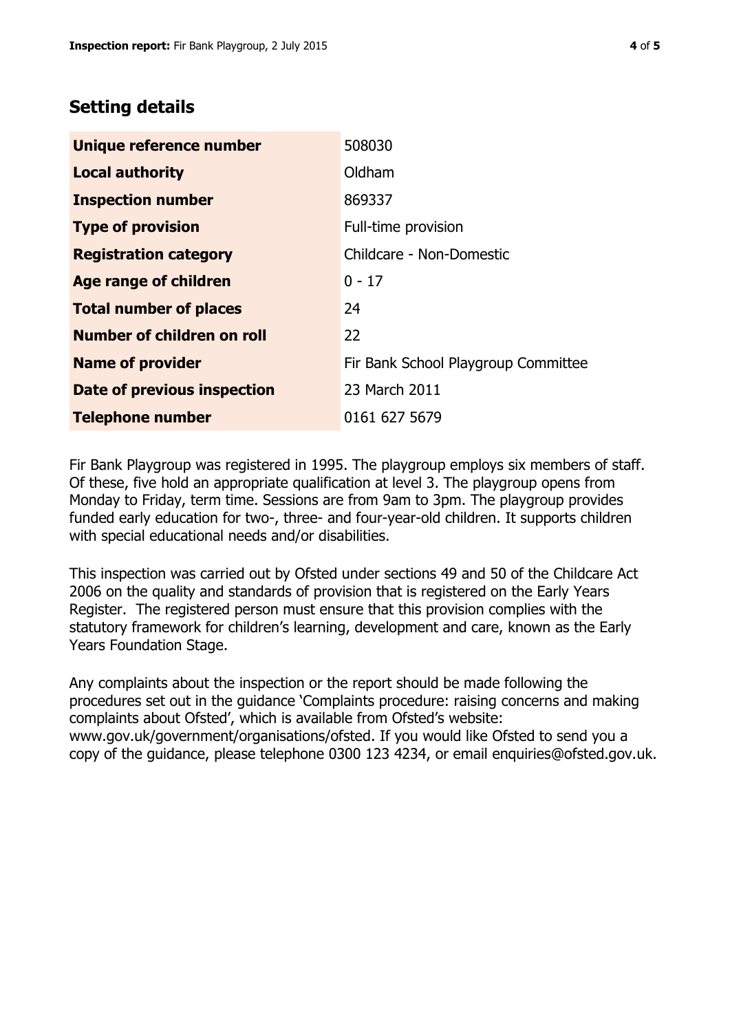## Setting details

| | |
|---|---|
| **Unique reference number** | 508030 |
| **Local authority** | Oldham |
| **Inspection number** | 869337 |
| **Type of provision** | Full-time provision |
| **Registration category** | Childcare - Non-Domestic |
| **Age range of children** | 0 - 17 |
| **Total number of places** | 24 |
| **Number of children on roll** | 22 |
| **Name of provider** | Fir Bank School Playgroup Committee |
| **Date of previous inspection** | 23 March 2011 |
| **Telephone number** | 0161 627 5679 |

Fir Bank Playgroup was registered in 1995. The playgroup employs six members of staff. Of these, five hold an appropriate qualification at level 3. The playgroup opens from Monday to Friday, term time. Sessions are from 9am to 3pm. The playgroup provides funded early education for two-, three- and four-year-old children. It supports children with special educational needs and/or disabilities.

This inspection was carried out by Ofsted under sections 49 and 50 of the Childcare Act 2006 on the quality and standards of provision that is registered on the Early Years Register. The registered person must ensure that this provision complies with the statutory framework for children's learning, development and care, known as the Early Years Foundation Stage.

Any complaints about the inspection or the report should be made following the procedures set out in the guidance 'Complaints procedure: raising concerns and making complaints about Ofsted', which is available from Ofsted's website: www.gov.uk/government/organisations/ofsted. If you would like Ofsted to send you a copy of the guidance, please telephone 0300 123 4234, or email enquiries@ofsted.gov.uk.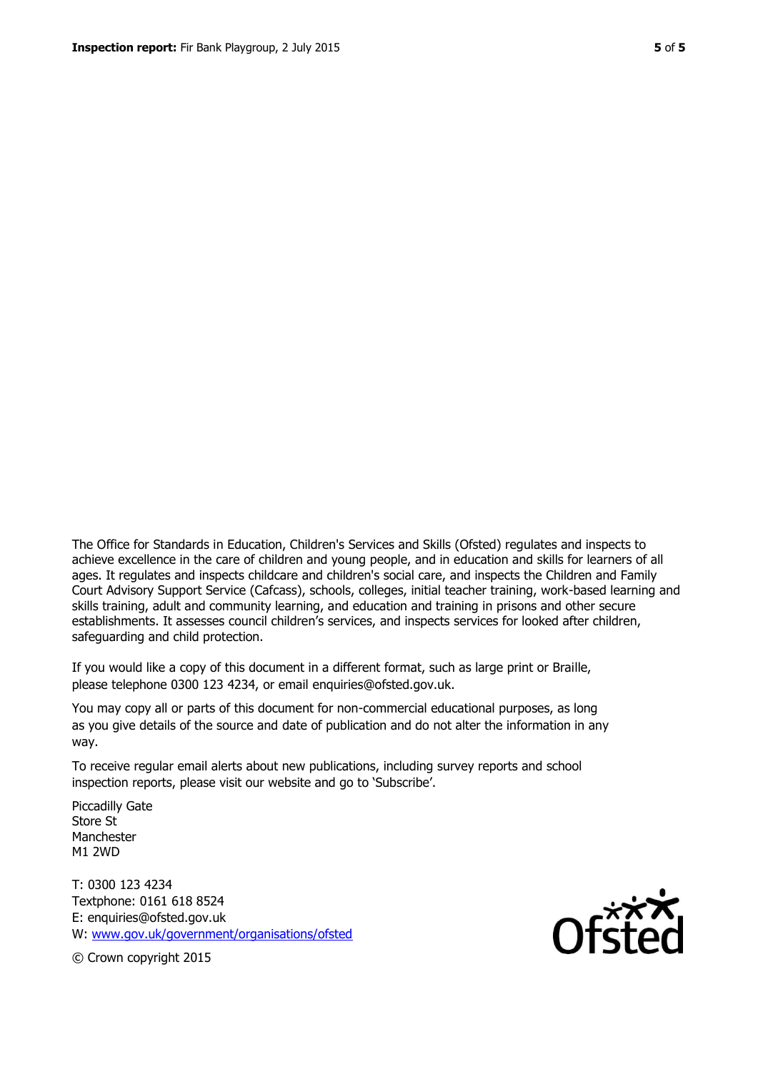The Office for Standards in Education, Children's Services and Skills (Ofsted) regulates and inspects to achieve excellence in the care of children and young people, and in education and skills for learners of all ages. It regulates and inspects childcare and children's social care, and inspects the Children and Family Court Advisory Support Service (Cafcass), schools, colleges, initial teacher training, work-based learning and skills training, adult and community learning, and education and training in prisons and other secure establishments. It assesses council children's services, and inspects services for looked after children, safeguarding and child protection.

If you would like a copy of this document in a different format, such as large print or Braille, please telephone 0300 123 4234, or email enquiries@ofsted.gov.uk.

You may copy all or parts of this document for non-commercial educational purposes, as long as you give details of the source and date of publication and do not alter the information in any way.

To receive regular email alerts about new publications, including survey reports and school inspection reports, please visit our website and go to 'Subscribe'.

Piccadilly Gate
Store St
Manchester
M1 2WD

T: 0300 123 4234
Textphone: 0161 618 8524
E: enquiries@ofsted.gov.uk
W: [www.gov.uk/government/organisations/ofsted](http://www.gov.uk/government/organisations/ofsted)

© Crown copyright 2015

Ofsted